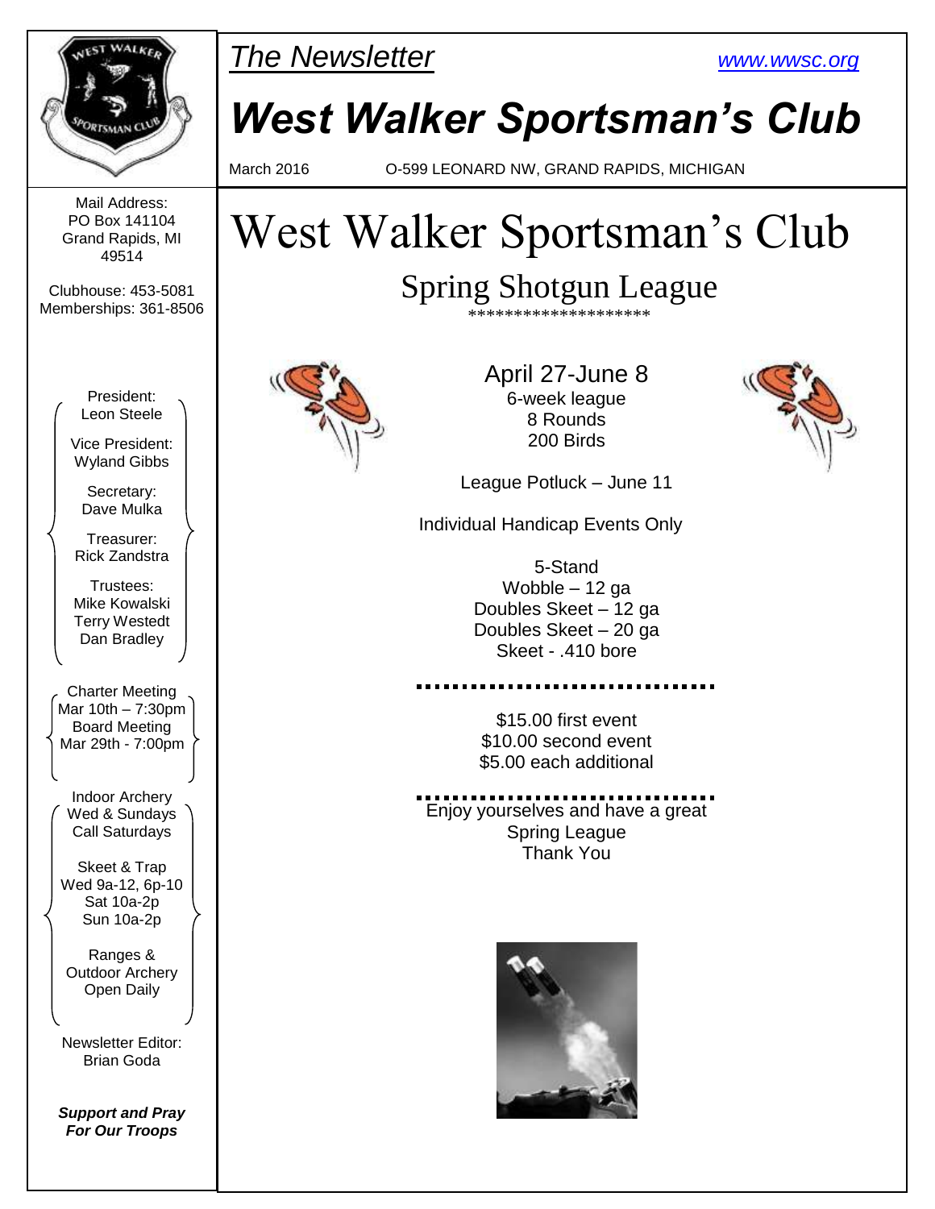*The Newsletter* www.wwsc.org

# *West Walker Sportsman's Club*

March 2016 O-599 LEONARD NW, GRAND RAPIDS, MICHIGAN

Mail Address:
PO Box 141104
Grand Rapids, MI
49514

Clubhouse: 453-5081
Memberships: 361-8506

President:
Leon Steele

Vice President:
Wyland Gibbs

Secretary:
Dave Mulka

Treasurer:
Rick Zandstra

Trustees:
Mike Kowalski
Terry Westedt
Dan Bradley

Charter Meeting
Mar 10th – 7:30pm
Board Meeting
Mar 29th - 7:00pm

Indoor Archery
Wed & Sundays
Call Saturdays

Skeet & Trap
Wed 9a-12, 6p-10
Sat 10a-2p
Sun 10a-2p

Ranges &
Outdoor Archery
Open Daily

Newsletter Editor:
Brian Goda

***Support and Pray For Our Troops***

# West Walker Sportsman's Club

## Spring Shotgun League

*******************

April 27-June 8
6-week league
8 Rounds
200 Birds

League Potluck – June 11

Individual Handicap Events Only

5-Stand
Wobble – 12 ga
Doubles Skeet – 12 ga
Doubles Skeet – 20 ga
Skeet - .410 bore

$15.00 first event
$10.00 second event
$5.00 each additional

Enjoy yourselves and have a great Spring League
Thank You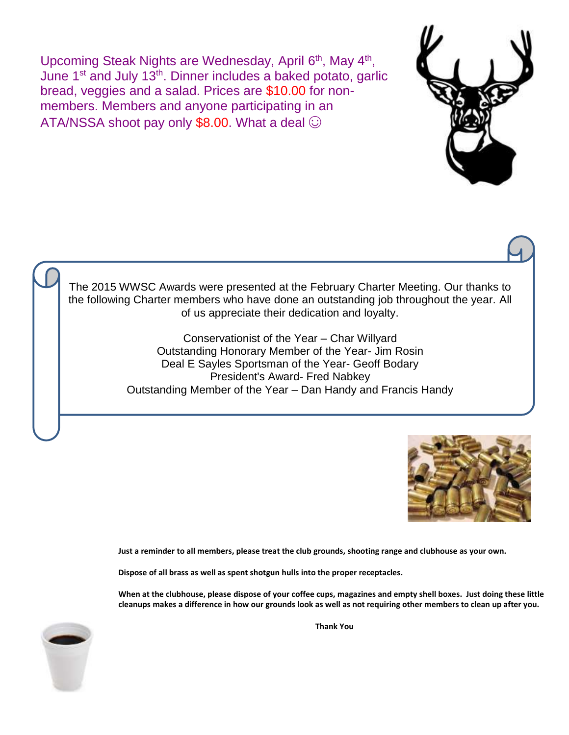Upcoming Steak Nights are Wednesday, April 6th, May 4th, June 1st and July 13th. Dinner includes a baked potato, garlic bread, veggies and a salad. Prices are $10.00 for non-members. Members and anyone participating in an ATA/NSSA shoot pay only $8.00. What a deal ☺

The 2015 WWSC Awards were presented at the February Charter Meeting. Our thanks to the following Charter members who have done an outstanding job throughout the year. All of us appreciate their dedication and loyalty.

Conservationist of the Year – Char Willyard
Outstanding Honorary Member of the Year- Jim Rosin
Deal E Sayles Sportsman of the Year- Geoff Bodary
President's Award- Fred Nabkey
Outstanding Member of the Year – Dan Handy and Francis Handy

**Just a reminder to all members, please treat the club grounds, shooting range and clubhouse as your own.**

**Dispose of all brass as well as spent shotgun hulls into the proper receptacles.**

**When at the clubhouse, please dispose of your coffee cups, magazines and empty shell boxes. Just doing these little cleanups makes a difference in how our grounds look as well as not requiring other members to clean up after you.**

**Thank You**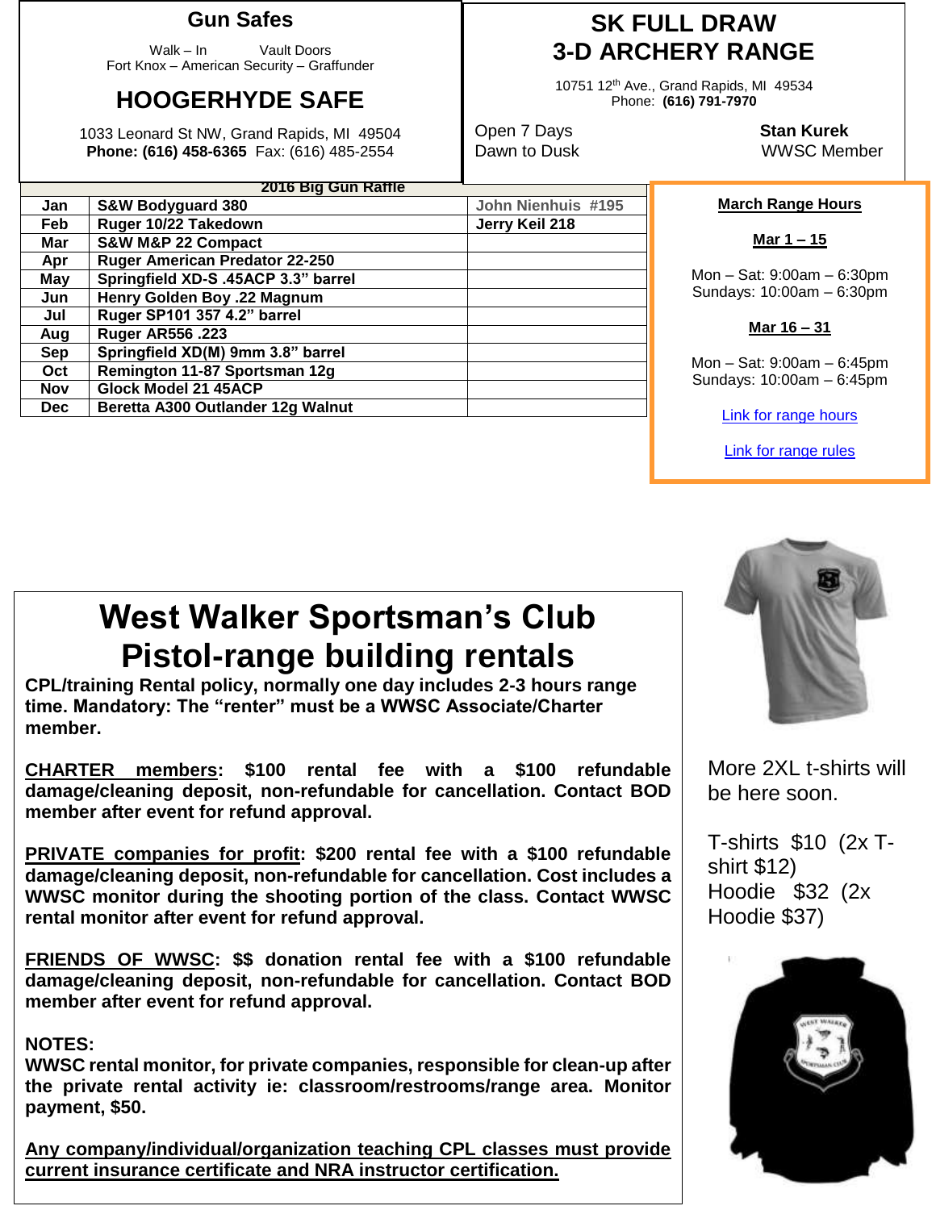## Gun Safes

Walk – In Vault Doors
Fort Knox – American Security – Graffunder

## HOOGERHYDE SAFE

1033 Leonard St NW, Grand Rapids, MI 49504
**Phone: (616) 458-6365** Fax: (616) 485-2554

## SK FULL DRAW 3-D ARCHERY RANGE

10751 12th Ave., Grand Rapids, MI 49534
Phone: **(616) 791-7970**

Open 7 Days
Dawn to Dusk

**Stan Kurek**
WWSC Member

| 2016 Big Gun Raffle | | |
|---|---|---|
| Jan | S&W Bodyguard 380 | John Nienhuis #195 |
| Feb | Ruger 10/22 Takedown | Jerry Keil 218 |
| Mar | S&W M&P 22 Compact | |
| Apr | Ruger American Predator 22-250 | |
| May | Springfield XD-S .45ACP 3.3" barrel | |
| Jun | Henry Golden Boy .22 Magnum | |
| Jul | Ruger SP101 357 4.2" barrel | |
| Aug | Ruger AR556 .223 | |
| Sep | Springfield XD(M) 9mm 3.8" barrel | |
| Oct | Remington 11-87 Sportsman 12g | |
| Nov | Glock Model 21 45ACP | |
| Dec | Beretta A300 Outlander 12g Walnut | |

**March Range Hours**

**Mar 1 – 15**

Mon – Sat: 9:00am – 6:30pm
Sundays: 10:00am – 6:30pm

**Mar 16 – 31**

Mon – Sat: 9:00am – 6:45pm
Sundays: 10:00am – 6:45pm

Link for range hours

Link for range rules

# West Walker Sportsman's Club Pistol-range building rentals

**CPL/training Rental policy, normally one day includes 2-3 hours range time. Mandatory: The "renter" must be a WWSC Associate/Charter member.**

**CHARTER members: $100 rental fee with a $100 refundable damage/cleaning deposit, non-refundable for cancellation. Contact BOD member after event for refund approval.**

**PRIVATE companies for profit: $200 rental fee with a $100 refundable damage/cleaning deposit, non-refundable for cancellation. Cost includes a WWSC monitor during the shooting portion of the class. Contact WWSC rental monitor after event for refund approval.**

**FRIENDS OF WWSC: $$ donation rental fee with a $100 refundable damage/cleaning deposit, non-refundable for cancellation. Contact BOD member after event for refund approval.**

**NOTES:**
**WWSC rental monitor, for private companies, responsible for clean-up after the private rental activity ie: classroom/restrooms/range area. Monitor payment, $50.**

**Any company/individual/organization teaching CPL classes must provide current insurance certificate and NRA instructor certification.**

More 2XL t-shirts will be here soon.

T-shirts $10 (2x T-shirt $12)
Hoodie $32 (2x Hoodie $37)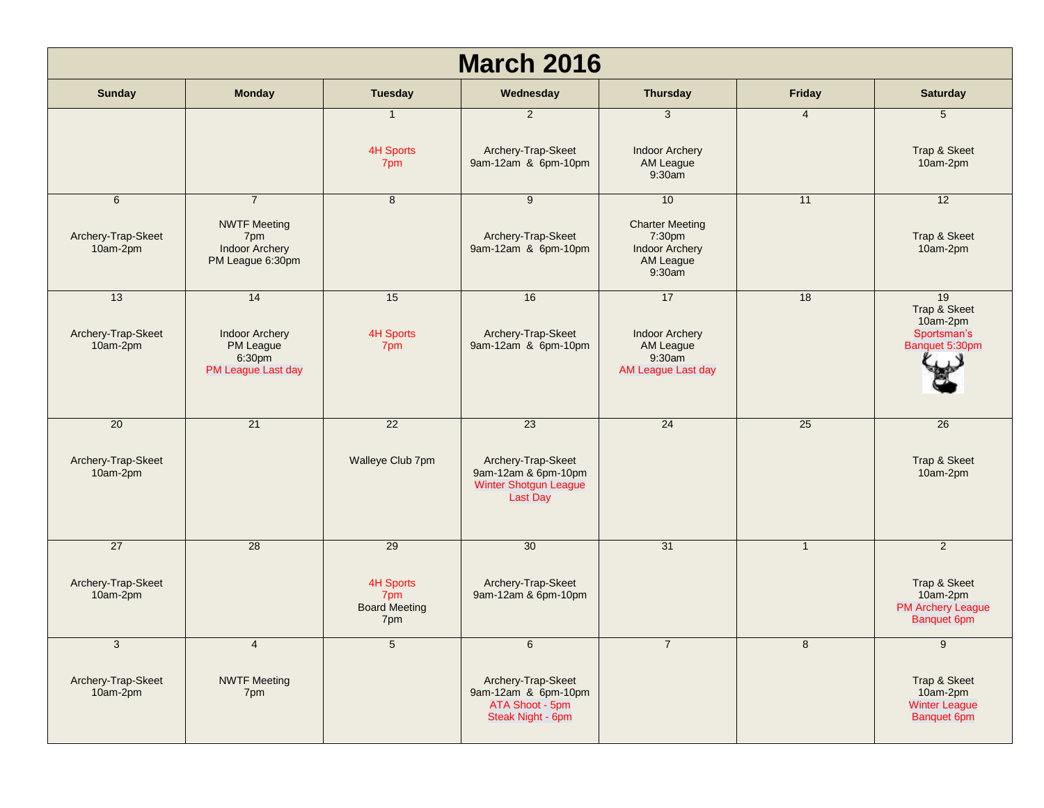# March 2016

| Sunday | Monday | Tuesday | Wednesday | Thursday | Friday | Saturday |
|---|---|---|---|---|---|---|
| | | 1<br>4H Sports 7pm | 2<br>Archery-Trap-Skeet 9am-12am & 6pm-10pm | 3<br>Indoor Archery AM League 9:30am | 4 | 5<br>Trap & Skeet 10am-2pm |
| 6<br>Archery-Trap-Skeet 10am-2pm | 7<br>NWTF Meeting 7pm<br>Indoor Archery PM League 6:30pm | 8 | 9<br>Archery-Trap-Skeet 9am-12am & 6pm-10pm | 10<br>Charter Meeting 7:30pm<br>Indoor Archery AM League 9:30am | 11 | 12<br>Trap & Skeet 10am-2pm |
| 13<br>Archery-Trap-Skeet 10am-2pm | 14<br>Indoor Archery PM League 6:30pm<br>PM League Last day | 15<br>4H Sports 7pm | 16<br>Archery-Trap-Skeet 9am-12am & 6pm-10pm | 17<br>Indoor Archery AM League 9:30am<br>AM League Last day | 18 | 19<br>Trap & Skeet 10am-2pm<br>Sportsman's Banquet 5:30pm |
| 20<br>Archery-Trap-Skeet 10am-2pm | 21 | 22<br>Walleye Club 7pm | 23<br>Archery-Trap-Skeet 9am-12am & 6pm-10pm<br>Winter Shotgun League Last Day | 24 | 25 | 26<br>Trap & Skeet 10am-2pm |
| 27<br>Archery-Trap-Skeet 10am-2pm | 28 | 29<br>4H Sports 7pm<br>Board Meeting 7pm | 30<br>Archery-Trap-Skeet 9am-12am & 6pm-10pm | 31 | 1 | 2<br>Trap & Skeet 10am-2pm<br>PM Archery League Banquet 6pm |
| 3<br>Archery-Trap-Skeet 10am-2pm | 4<br>NWTF Meeting 7pm | 5 | 6<br>Archery-Trap-Skeet 9am-12am & 6pm-10pm<br>ATA Shoot - 5pm<br>Steak Night - 6pm | 7 | 8 | 9<br>Trap & Skeet 10am-2pm<br>Winter League Banquet 6pm |